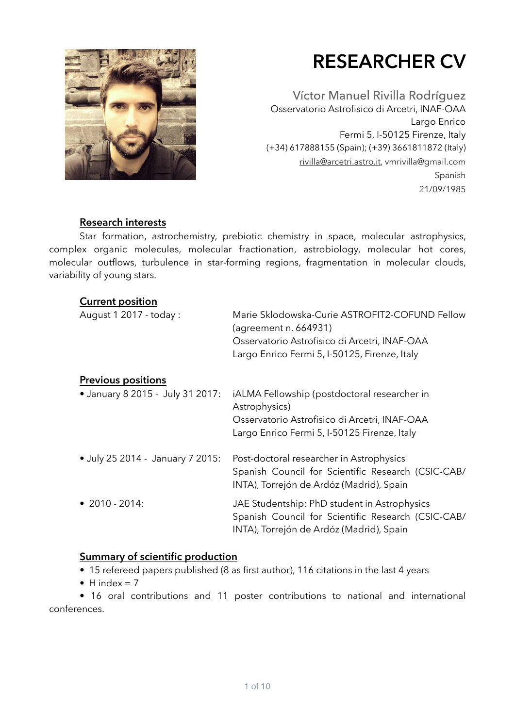# RESEARCHER CV

Víctor Manuel Rivilla Rodríguez
Osservatorio Astrofisico di Arcetri, INAF-OAA
Largo Enrico
Fermi 5, I-50125 Firenze, Italy
(+34) 617888155 (Spain); (+39) 3661811872 (Italy)
rivilla@arcetri.astro.it, vmrivilla@gmail.com
Spanish
21/09/1985

## Research interests

Star formation, astrochemistry, prebiotic chemistry in space, molecular astrophysics, complex organic molecules, molecular fractionation, astrobiology, molecular hot cores, molecular outflows, turbulence in star-forming regions, fragmentation in molecular clouds, variability of young stars.

## Current position

August 1 2017 - today : Marie Sklodowska-Curie ASTROFIT2-COFUND Fellow (agreement n. 664931)
Osservatorio Astrofisico di Arcetri, INAF-OAA
Largo Enrico Fermi 5, I-50125, Firenze, Italy

## Previous positions

- January 8 2015 - July 31 2017: iALMA Fellowship (postdoctoral researcher in Astrophysics)
Osservatorio Astrofisico di Arcetri, INAF-OAA
Largo Enrico Fermi 5, I-50125 Firenze, Italy

- July 25 2014 - January 7 2015: Post-doctoral researcher in Astrophysics
Spanish Council for Scientific Research (CSIC-CAB/INTA), Torrejón de Ardóz (Madrid), Spain

- 2010 - 2014: JAE Studentship: PhD student in Astrophysics
Spanish Council for Scientific Research (CSIC-CAB/INTA), Torrejón de Ardóz (Madrid), Spain

## Summary of scientific production

- 15 refereed papers published (8 as first author), 116 citations in the last 4 years
- H index = 7
- 16 oral contributions and 11 poster contributions to national and international conferences.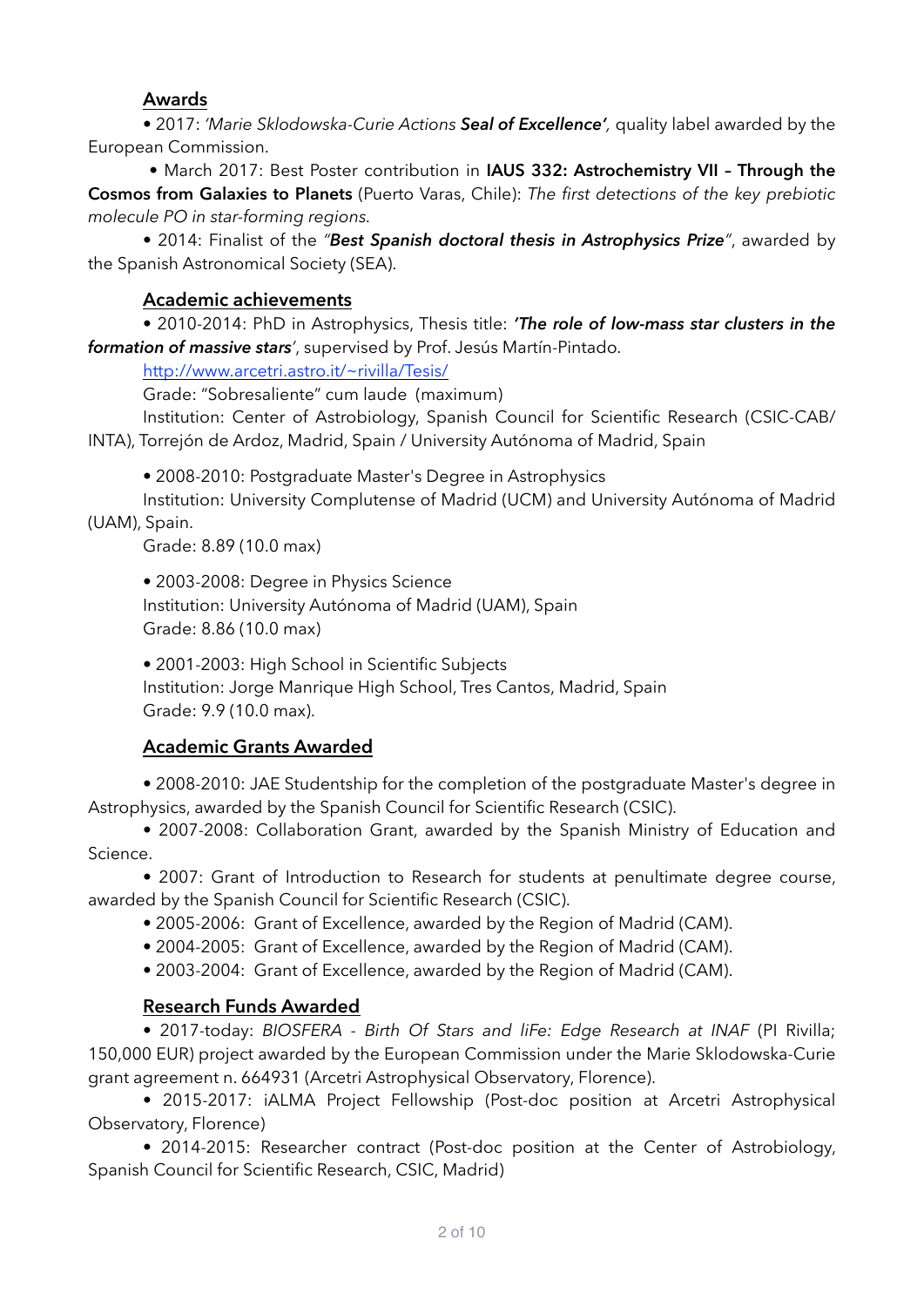## Awards

- 2017: *'Marie Sklodowska-Curie Actions **Seal of Excellence**',* quality label awarded by the European Commission.
- March 2017: Best Poster contribution in **IAUS 332: Astrochemistry VII – Through the Cosmos from Galaxies to Planets** (Puerto Varas, Chile): *The first detections of the key prebiotic molecule PO in star-forming regions.*
- 2014: Finalist of the *"**Best Spanish doctoral thesis in Astrophysics Prize**"*, awarded by the Spanish Astronomical Society (SEA).

## Academic achievements

- 2010-2014: PhD in Astrophysics, Thesis title: ***'The role of low-mass star clusters in the formation of massive stars'***, supervised by Prof. Jesús Martín-Pintado.
  http://www.arcetri.astro.it/~rivilla/Tesis/
  Grade: "Sobresaliente" cum laude (maximum)
  Institution: Center of Astrobiology, Spanish Council for Scientific Research (CSIC-CAB/INTA), Torrejón de Ardoz, Madrid, Spain / University Autónoma of Madrid, Spain

- 2008-2010: Postgraduate Master's Degree in Astrophysics
  Institution: University Complutense of Madrid (UCM) and University Autónoma of Madrid (UAM), Spain.
  Grade: 8.89 (10.0 max)

- 2003-2008: Degree in Physics Science
  Institution: University Autónoma of Madrid (UAM), Spain
  Grade: 8.86 (10.0 max)

- 2001-2003: High School in Scientific Subjects
  Institution: Jorge Manrique High School, Tres Cantos, Madrid, Spain
  Grade: 9.9 (10.0 max).

## Academic Grants Awarded

- 2008-2010: JAE Studentship for the completion of the postgraduate Master's degree in Astrophysics, awarded by the Spanish Council for Scientific Research (CSIC).
- 2007-2008: Collaboration Grant, awarded by the Spanish Ministry of Education and Science.
- 2007: Grant of Introduction to Research for students at penultimate degree course, awarded by the Spanish Council for Scientific Research (CSIC).
- 2005-2006: Grant of Excellence, awarded by the Region of Madrid (CAM).
- 2004-2005: Grant of Excellence, awarded by the Region of Madrid (CAM).
- 2003-2004: Grant of Excellence, awarded by the Region of Madrid (CAM).

## Research Funds Awarded

- 2017-today: *BIOSFERA - Birth Of Stars and liFe: Edge Research at INAF* (PI Rivilla; 150,000 EUR) project awarded by the European Commission under the Marie Sklodowska-Curie grant agreement n. 664931 (Arcetri Astrophysical Observatory, Florence).
- 2015-2017: iALMA Project Fellowship (Post-doc position at Arcetri Astrophysical Observatory, Florence)
- 2014-2015: Researcher contract (Post-doc position at the Center of Astrobiology, Spanish Council for Scientific Research, CSIC, Madrid)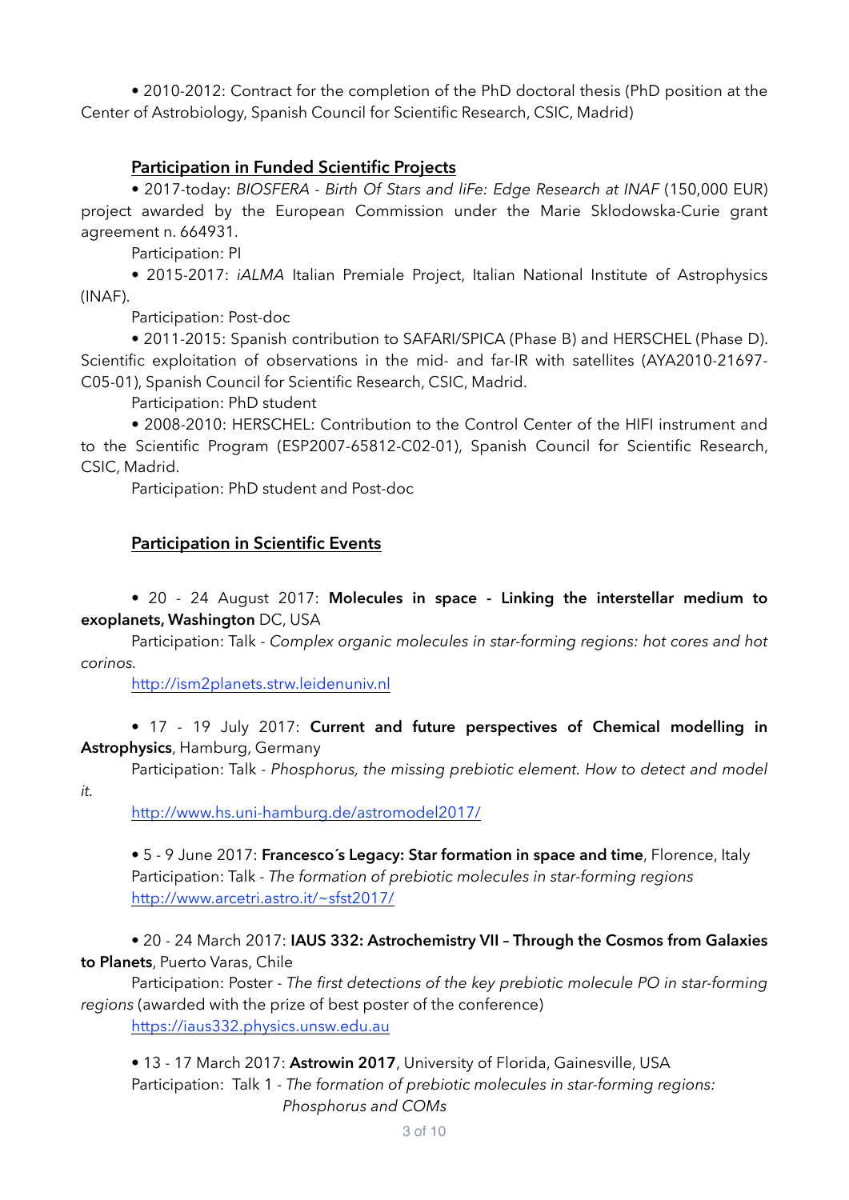• 2010-2012: Contract for the completion of the PhD doctoral thesis (PhD position at the Center of Astrobiology, Spanish Council for Scientific Research, CSIC, Madrid)

## Participation in Funded Scientific Projects

• 2017-today: *BIOSFERA - Birth Of Stars and liFe: Edge Research at INAF* (150,000 EUR) project awarded by the European Commission under the Marie Sklodowska-Curie grant agreement n. 664931.

Participation: PI

• 2015-2017: *iALMA* Italian Premiale Project, Italian National Institute of Astrophysics (INAF).

Participation: Post-doc

• 2011-2015: Spanish contribution to SAFARI/SPICA (Phase B) and HERSCHEL (Phase D). Scientific exploitation of observations in the mid- and far-IR with satellites (AYA2010-21697-C05-01), Spanish Council for Scientific Research, CSIC, Madrid.

Participation: PhD student

• 2008-2010: HERSCHEL: Contribution to the Control Center of the HIFI instrument and to the Scientific Program (ESP2007-65812-C02-01), Spanish Council for Scientific Research, CSIC, Madrid.

Participation: PhD student and Post-doc

## Participation in Scientific Events

• 20 - 24 August 2017: **Molecules in space - Linking the interstellar medium to exoplanets, Washington** DC, USA

Participation: Talk - *Complex organic molecules in star-forming regions: hot cores and hot corinos.*

http://ism2planets.strw.leidenuniv.nl

• 17 - 19 July 2017: **Current and future perspectives of Chemical modelling in Astrophysics**, Hamburg, Germany

Participation: Talk - *Phosphorus, the missing prebiotic element. How to detect and model it.*

http://www.hs.uni-hamburg.de/astromodel2017/

• 5 - 9 June 2017: **Francesco´s Legacy: Star formation in space and time**, Florence, Italy

Participation: Talk - *The formation of prebiotic molecules in star-forming regions*

http://www.arcetri.astro.it/~sfst2017/

• 20 - 24 March 2017: **IAUS 332: Astrochemistry VII – Through the Cosmos from Galaxies to Planets**, Puerto Varas, Chile

Participation: Poster - *The first detections of the key prebiotic molecule PO in star-forming regions* (awarded with the prize of best poster of the conference)

https://iaus332.physics.unsw.edu.au

• 13 - 17 March 2017: **Astrowin 2017**, University of Florida, Gainesville, USA

Participation: Talk 1 - *The formation of prebiotic molecules in star-forming regions: Phosphorus and COMs*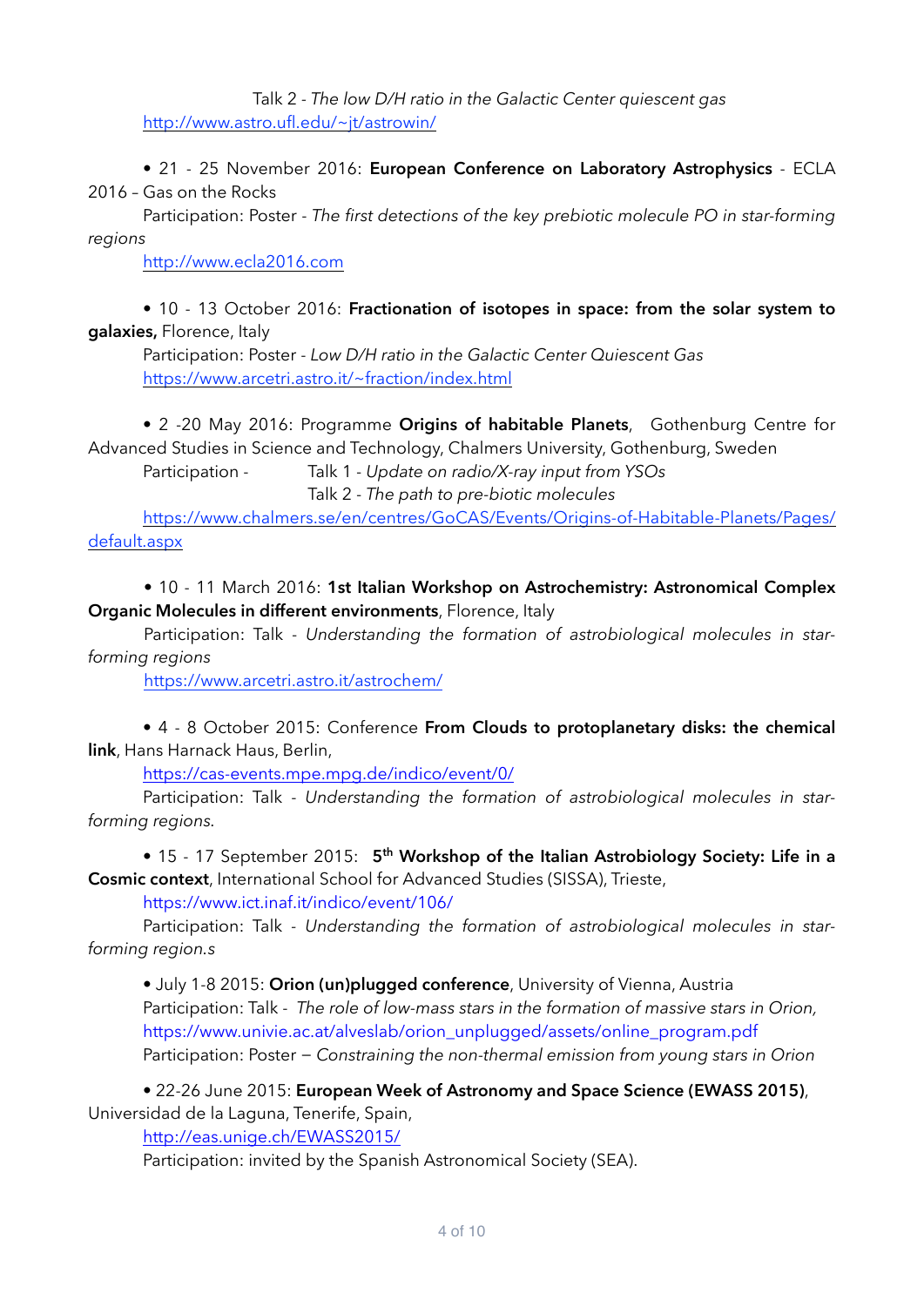Talk 2 - *The low D/H ratio in the Galactic Center quiescent gas*
[http://www.astro.ufl.edu/~jt/astrowin/](http://www.astro.ufl.edu/~jt/astrowin/)

• 21 - 25 November 2016: **European Conference on Laboratory Astrophysics** - ECLA 2016 – Gas on the Rocks
Participation: Poster - *The first detections of the key prebiotic molecule PO in star-forming regions*
[http://www.ecla2016.com](http://www.ecla2016.com)

• 10 - 13 October 2016: **Fractionation of isotopes in space: from the solar system to galaxies,** Florence, Italy
Participation: Poster - *Low D/H ratio in the Galactic Center Quiescent Gas*
[https://www.arcetri.astro.it/~fraction/index.html](https://www.arcetri.astro.it/~fraction/index.html)

• 2 -20 May 2016: Programme **Origins of habitable Planets**, Gothenburg Centre for Advanced Studies in Science and Technology, Chalmers University, Gothenburg, Sweden
Participation - Talk 1 - *Update on radio/X-ray input from YSOs*
Talk 2 - *The path to pre-biotic molecules*
[https://www.chalmers.se/en/centres/GoCAS/Events/Origins-of-Habitable-Planets/Pages/default.aspx](https://www.chalmers.se/en/centres/GoCAS/Events/Origins-of-Habitable-Planets/Pages/default.aspx)

• 10 - 11 March 2016: **1st Italian Workshop on Astrochemistry: Astronomical Complex Organic Molecules in different environments**, Florence, Italy
Participation: Talk - *Understanding the formation of astrobiological molecules in star-forming regions*
[https://www.arcetri.astro.it/astrochem/](https://www.arcetri.astro.it/astrochem/)

• 4 - 8 October 2015: Conference **From Clouds to protoplanetary disks: the chemical link**, Hans Harnack Haus, Berlin,
[https://cas-events.mpe.mpg.de/indico/event/0/](https://cas-events.mpe.mpg.de/indico/event/0/)
Participation: Talk - *Understanding the formation of astrobiological molecules in star-forming regions.*

• 15 - 17 September 2015: **5th Workshop of the Italian Astrobiology Society: Life in a Cosmic context**, International School for Advanced Studies (SISSA), Trieste,
https://www.ict.inaf.it/indico/event/106/
Participation: Talk - *Understanding the formation of astrobiological molecules in star-forming region.s*

• July 1-8 2015: **Orion (un)plugged conference**, University of Vienna, Austria
Participation: Talk - *The role of low-mass stars in the formation of massive stars in Orion,*
https://www.univie.ac.at/alveslab/orion_unplugged/assets/online_program.pdf
Participation: Poster – *Constraining the non-thermal emission from young stars in Orion*

• 22-26 June 2015: **European Week of Astronomy and Space Science (EWASS 2015)**, Universidad de la Laguna, Tenerife, Spain,
[http://eas.unige.ch/EWASS2015/](http://eas.unige.ch/EWASS2015/)
Participation: invited by the Spanish Astronomical Society (SEA).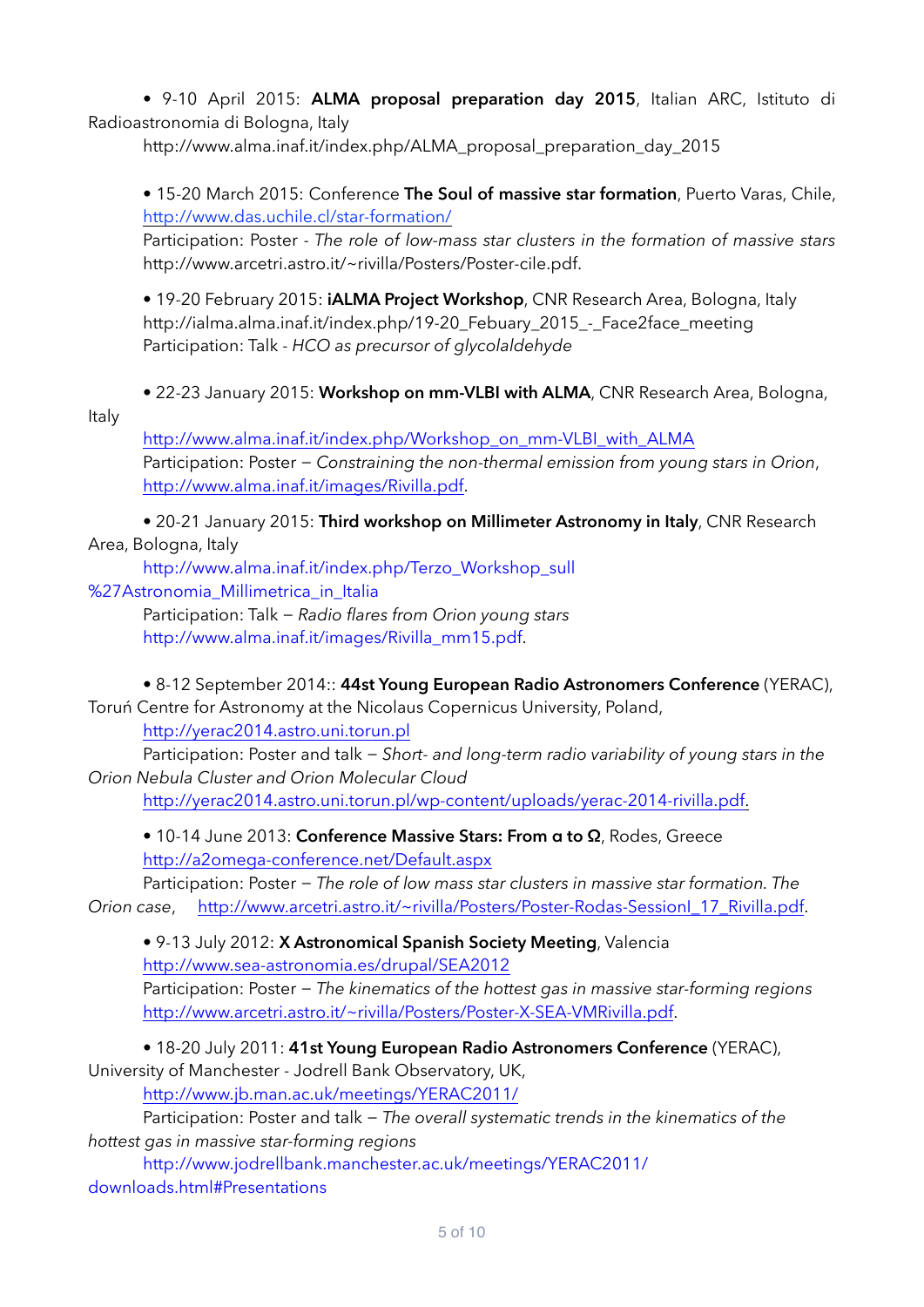- 9-10 April 2015: **ALMA proposal preparation day 2015**, Italian ARC, Istituto di Radioastronomia di Bologna, Italy
  http://www.alma.inaf.it/index.php/ALMA_proposal_preparation_day_2015

- 15-20 March 2015: Conference **The Soul of massive star formation**, Puerto Varas, Chile, http://www.das.uchile.cl/star-formation/
  Participation: Poster - *The role of low-mass star clusters in the formation of massive stars* http://www.arcetri.astro.it/~rivilla/Posters/Poster-cile.pdf.

- 19-20 February 2015: **iALMA Project Workshop**, CNR Research Area, Bologna, Italy
  http://ialma.alma.inaf.it/index.php/19-20_Febuary_2015_-_Face2face_meeting
  Participation: Talk - *HCO as precursor of glycolaldehyde*

- 22-23 January 2015: **Workshop on mm-VLBI with ALMA**, CNR Research Area, Bologna, Italy
  http://www.alma.inaf.it/index.php/Workshop_on_mm-VLBI_with_ALMA
  Participation: Poster – *Constraining the non-thermal emission from young stars in Orion*, http://www.alma.inaf.it/images/Rivilla.pdf.

- 20-21 January 2015: **Third workshop on Millimeter Astronomy in Italy**, CNR Research Area, Bologna, Italy
  http://www.alma.inaf.it/index.php/Terzo_Workshop_sull%27Astronomia_Millimetrica_in_Italia
  Participation: Talk – *Radio flares from Orion young stars*
  http://www.alma.inaf.it/images/Rivilla_mm15.pdf.

- 8-12 September 2014:: **44st Young European Radio Astronomers Conference** (YERAC), Toruń Centre for Astronomy at the Nicolaus Copernicus University, Poland,
  http://yerac2014.astro.uni.torun.pl
  Participation: Poster and talk – *Short- and long-term radio variability of young stars in the Orion Nebula Cluster and Orion Molecular Cloud*
  http://yerac2014.astro.uni.torun.pl/wp-content/uploads/yerac-2014-rivilla.pdf.

- 10-14 June 2013: **Conference Massive Stars: From α to Ω**, Rodes, Greece
  http://a2omega-conference.net/Default.aspx
  Participation: Poster – *The role of low mass star clusters in massive star formation. The Orion case*, http://www.arcetri.astro.it/~rivilla/Posters/Poster-Rodas-SessionI_17_Rivilla.pdf.

- 9-13 July 2012: **X Astronomical Spanish Society Meeting**, Valencia
  http://www.sea-astronomia.es/drupal/SEA2012
  Participation: Poster – *The kinematics of the hottest gas in massive star-forming regions*
  http://www.arcetri.astro.it/~rivilla/Posters/Poster-X-SEA-VMRivilla.pdf.

- 18-20 July 2011: **41st Young European Radio Astronomers Conference** (YERAC), University of Manchester - Jodrell Bank Observatory, UK,
  http://www.jb.man.ac.uk/meetings/YERAC2011/
  Participation: Poster and talk – *The overall systematic trends in the kinematics of the hottest gas in massive star-forming regions*
  http://www.jodrellbank.manchester.ac.uk/meetings/YERAC2011/downloads.html#Presentations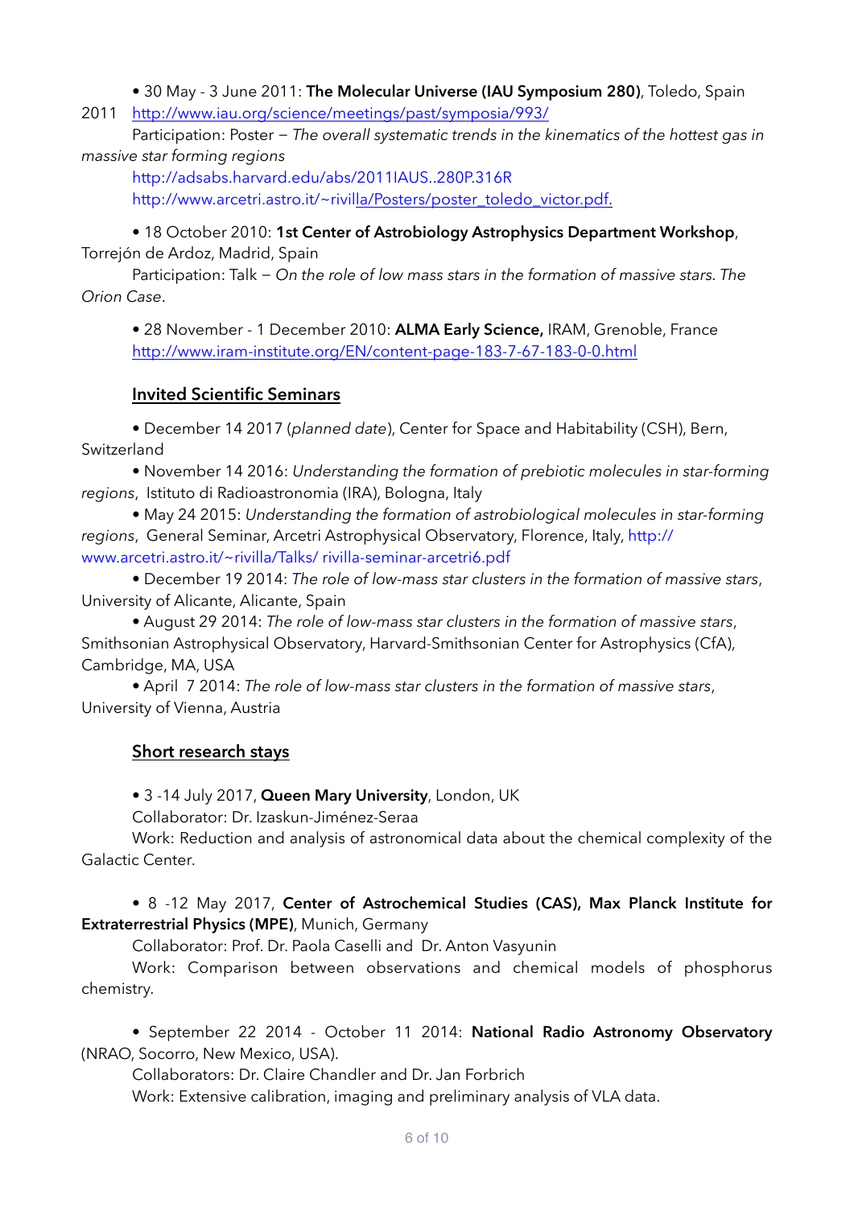• 30 May - 3 June 2011: **The Molecular Universe (IAU Symposium 280)**, Toledo, Spain

2011 http://www.iau.org/science/meetings/past/symposia/993/

Participation: Poster − *The overall systematic trends in the kinematics of the hottest gas in massive star forming regions*

http://adsabs.harvard.edu/abs/2011IAUS..280P.316R

http://www.arcetri.astro.it/~rivilla/Posters/poster_toledo_victor.pdf.

• 18 October 2010: **1st Center of Astrobiology Astrophysics Department Workshop**, Torrejón de Ardoz, Madrid, Spain

Participation: Talk − *On the role of low mass stars in the formation of massive stars. The Orion Case*.

• 28 November - 1 December 2010: **ALMA Early Science,** IRAM, Grenoble, France

http://www.iram-institute.org/EN/content-page-183-7-67-183-0-0.html

## Invited Scientific Seminars

• December 14 2017 (*planned date*), Center for Space and Habitability (CSH), Bern, Switzerland

• November 14 2016: *Understanding the formation of prebiotic molecules in star-forming regions*, Istituto di Radioastronomia (IRA), Bologna, Italy

• May 24 2015: *Understanding the formation of astrobiological molecules in star-forming regions*, General Seminar, Arcetri Astrophysical Observatory, Florence, Italy, http://www.arcetri.astro.it/~rivilla/Talks/ rivilla-seminar-arcetri6.pdf

• December 19 2014: *The role of low-mass star clusters in the formation of massive stars*, University of Alicante, Alicante, Spain

• August 29 2014: *The role of low-mass star clusters in the formation of massive stars*, Smithsonian Astrophysical Observatory, Harvard-Smithsonian Center for Astrophysics (CfA), Cambridge, MA, USA

• April 7 2014: *The role of low-mass star clusters in the formation of massive stars*, University of Vienna, Austria

## Short research stays

• 3 -14 July 2017, **Queen Mary University**, London, UK

Collaborator: Dr. Izaskun-Jiménez-Seraa

Work: Reduction and analysis of astronomical data about the chemical complexity of the Galactic Center.

• 8 -12 May 2017, **Center of Astrochemical Studies (CAS), Max Planck Institute for Extraterrestrial Physics (MPE)**, Munich, Germany

Collaborator: Prof. Dr. Paola Caselli and Dr. Anton Vasyunin

Work: Comparison between observations and chemical models of phosphorus chemistry.

• September 22 2014 - October 11 2014: **National Radio Astronomy Observatory** (NRAO, Socorro, New Mexico, USA).

Collaborators: Dr. Claire Chandler and Dr. Jan Forbrich

Work: Extensive calibration, imaging and preliminary analysis of VLA data.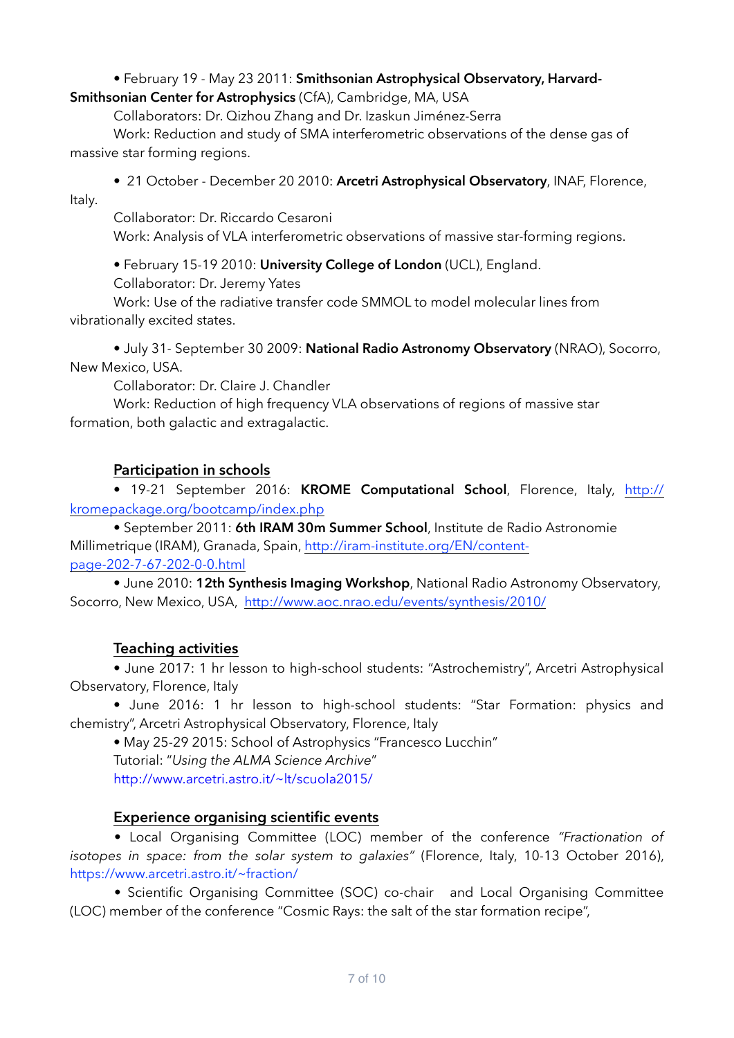• February 19 - May 23 2011: **Smithsonian Astrophysical Observatory, Harvard-Smithsonian Center for Astrophysics** (CfA), Cambridge, MA, USA

Collaborators: Dr. Qizhou Zhang and Dr. Izaskun Jiménez-Serra

Work: Reduction and study of SMA interferometric observations of the dense gas of massive star forming regions.

• 21 October - December 20 2010: **Arcetri Astrophysical Observatory**, INAF, Florence, Italy.

Collaborator: Dr. Riccardo Cesaroni

Work: Analysis of VLA interferometric observations of massive star-forming regions.

• February 15-19 2010: **University College of London** (UCL), England.

Collaborator: Dr. Jeremy Yates

Work: Use of the radiative transfer code SMMOL to model molecular lines from vibrationally excited states.

• July 31- September 30 2009: **National Radio Astronomy Observatory** (NRAO), Socorro, New Mexico, USA.

Collaborator: Dr. Claire J. Chandler

Work: Reduction of high frequency VLA observations of regions of massive star formation, both galactic and extragalactic.

## Participation in schools

• 19-21 September 2016: **KROME Computational School**, Florence, Italy, http://kromepackage.org/bootcamp/index.php

• September 2011: **6th IRAM 30m Summer School**, Institute de Radio Astronomie Millimetrique (IRAM), Granada, Spain, http://iram-institute.org/EN/content-page-202-7-67-202-0-0.html

• June 2010: **12th Synthesis Imaging Workshop**, National Radio Astronomy Observatory, Socorro, New Mexico, USA, http://www.aoc.nrao.edu/events/synthesis/2010/

## Teaching activities

• June 2017: 1 hr lesson to high-school students: "Astrochemistry", Arcetri Astrophysical Observatory, Florence, Italy

• June 2016: 1 hr lesson to high-school students: "Star Formation: physics and chemistry", Arcetri Astrophysical Observatory, Florence, Italy

• May 25-29 2015: School of Astrophysics "Francesco Lucchin"

Tutorial: "*Using the ALMA Science Archive*"

http://www.arcetri.astro.it/~lt/scuola2015/

## Experience organising scientific events

• Local Organising Committee (LOC) member of the conference *"Fractionation of isotopes in space: from the solar system to galaxies"* (Florence, Italy, 10-13 October 2016), https://www.arcetri.astro.it/~fraction/

• Scientific Organising Committee (SOC) co-chair and Local Organising Committee (LOC) member of the conference "Cosmic Rays: the salt of the star formation recipe",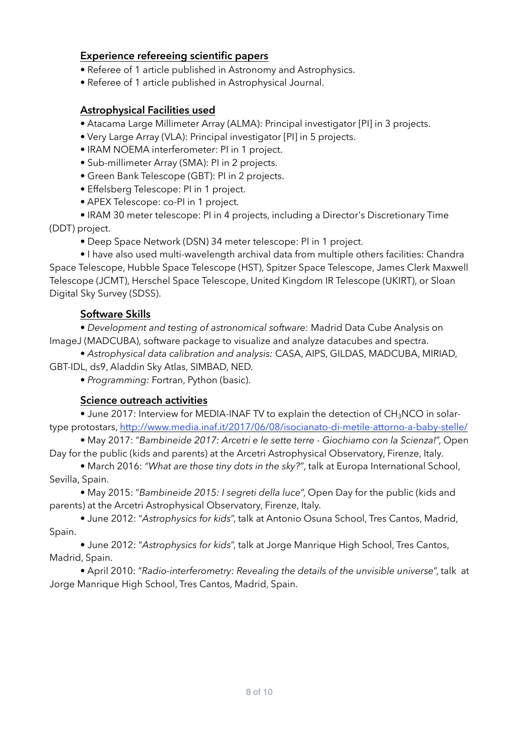## Experience refereeing scientific papers

- Referee of 1 article published in Astronomy and Astrophysics.
- Referee of 1 article published in Astrophysical Journal.

## Astrophysical Facilities used

- Atacama Large Millimeter Array (ALMA): Principal investigator [PI] in 3 projects.
- Very Large Array (VLA): Principal investigator [PI] in 5 projects.
- IRAM NOEMA interferometer: PI in 1 project.
- Sub-millimeter Array (SMA): PI in 2 projects.
- Green Bank Telescope (GBT): PI in 2 projects.
- Effelsberg Telescope: PI in 1 project.
- APEX Telescope: co-PI in 1 project.
- IRAM 30 meter telescope: PI in 4 projects, including a Director's Discretionary Time (DDT) project.
- Deep Space Network (DSN) 34 meter telescope: PI in 1 project.
- I have also used multi-wavelength archival data from multiple others facilities: Chandra Space Telescope, Hubble Space Telescope (HST), Spitzer Space Telescope, James Clerk Maxwell Telescope (JCMT), Herschel Space Telescope, United Kingdom IR Telescope (UKIRT), or Sloan Digital Sky Survey (SDSS).

## Software Skills

- *Development and testing of astronomical software:* Madrid Data Cube Analysis on ImageJ (MADCUBA), software package to visualize and analyze datacubes and spectra.
- *Astrophysical data calibration and analysis:* CASA, AIPS, GILDAS, MADCUBA, MIRIAD, GBT-IDL, ds9, Aladdin Sky Atlas, SIMBAD, NED.
- *Programming:* Fortran, Python (basic).

## Science outreach activities

- June 2017: Interview for MEDIA-INAF TV to explain the detection of $CH_3NCO$ in solar-type protostars, http://www.media.inaf.it/2017/06/08/isocianato-di-metile-attorno-a-baby-stelle/
- May 2017: "*Bambineide 2017: Arcetri e le sette terre - Giochiamo con la Scienza!*", Open Day for the public (kids and parents) at the Arcetri Astrophysical Observatory, Firenze, Italy.
- March 2016: *"What are those tiny dots in the sky?"*, talk at Europa International School, Sevilla, Spain.
- May 2015: "*Bambineide 2015: I segreti della luce*", Open Day for the public (kids and parents) at the Arcetri Astrophysical Observatory, Firenze, Italy.
- June 2012: "*Astrophysics for kids*", talk at Antonio Osuna School, Tres Cantos, Madrid, Spain.
- June 2012: "*Astrophysics for kids*", talk at Jorge Manrique High School, Tres Cantos, Madrid, Spain.
- April 2010: "*Radio-interferometry: Revealing the details of the unvisible universe*", talk at Jorge Manrique High School, Tres Cantos, Madrid, Spain.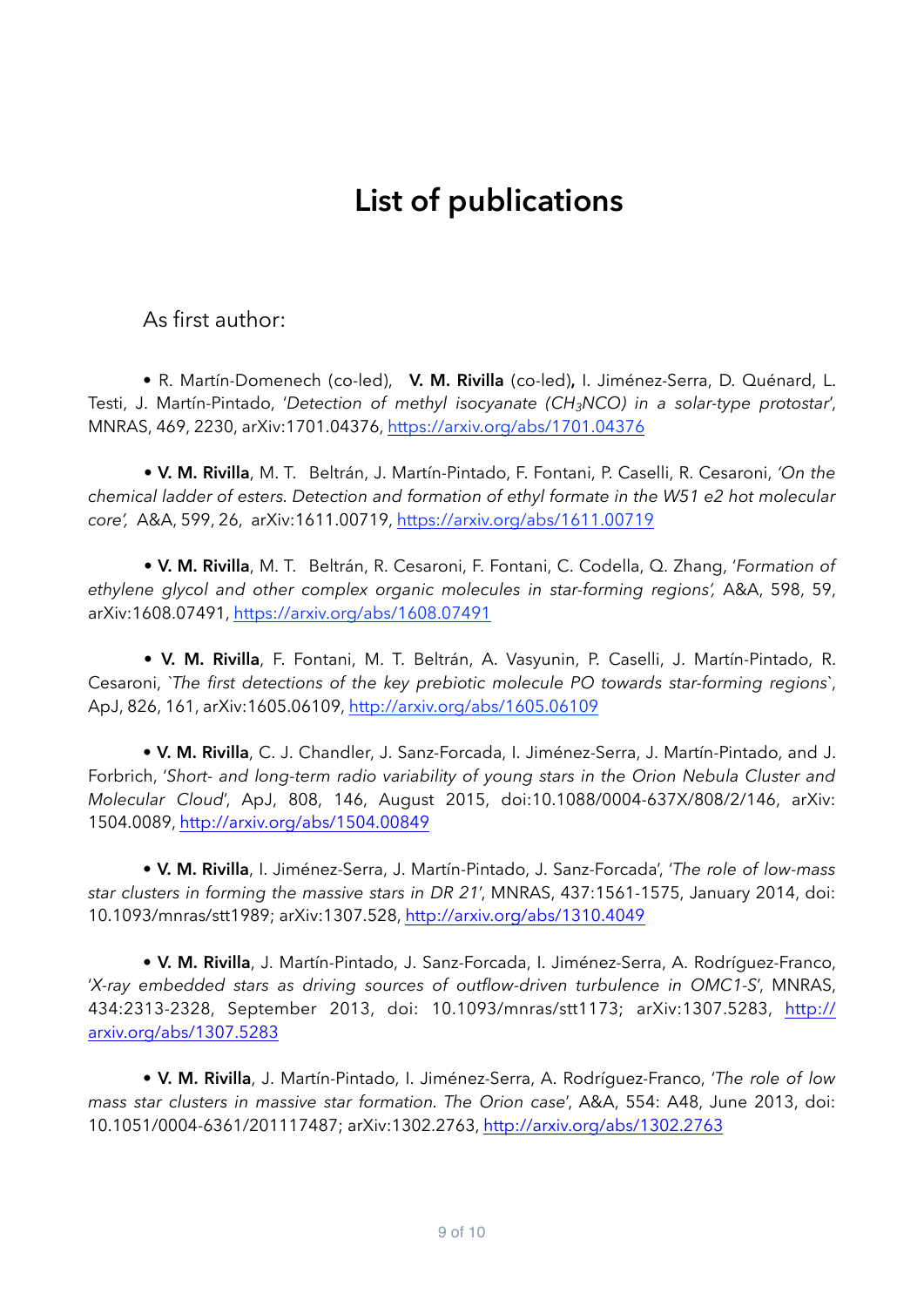# List of publications

As first author:

• R. Martín-Domenech (co-led), **V. M. Rivilla** (co-led)**,** I. Jiménez-Serra, D. Quénard, L. Testi, J. Martín-Pintado, '*Detection of methyl isocyanate ($CH_3NCO$) in a solar-type protostar*', MNRAS, 469, 2230, arXiv:1701.04376, https://arxiv.org/abs/1701.04376

• **V. M. Rivilla**, M. T. Beltrán, J. Martín-Pintado, F. Fontani, P. Caselli, R. Cesaroni, *'On the chemical ladder of esters. Detection and formation of ethyl formate in the W51 e2 hot molecular core',* A&A, 599, 26, arXiv:1611.00719, https://arxiv.org/abs/1611.00719

• **V. M. Rivilla**, M. T. Beltrán, R. Cesaroni, F. Fontani, C. Codella, Q. Zhang, '*Formation of ethylene glycol and other complex organic molecules in star-forming regions',* A&A, 598, 59, arXiv:1608.07491, https://arxiv.org/abs/1608.07491

• **V. M. Rivilla**, F. Fontani, M. T. Beltrán, A. Vasyunin, P. Caselli, J. Martín-Pintado, R. Cesaroni, `*The first detections of the key prebiotic molecule PO towards star-forming regions*`, ApJ, 826, 161, arXiv:1605.06109, http://arxiv.org/abs/1605.06109

• **V. M. Rivilla**, C. J. Chandler, J. Sanz-Forcada, I. Jiménez-Serra, J. Martín-Pintado, and J. Forbrich, '*Short- and long-term radio variability of young stars in the Orion Nebula Cluster and Molecular Cloud*', ApJ, 808, 146, August 2015, doi:10.1088/0004-637X/808/2/146, arXiv: 1504.0089, http://arxiv.org/abs/1504.00849

• **V. M. Rivilla**, I. Jiménez-Serra, J. Martín-Pintado, J. Sanz-Forcada', '*The role of low-mass star clusters in forming the massive stars in DR 21*', MNRAS, 437:1561-1575, January 2014, doi: 10.1093/mnras/stt1989; arXiv:1307.528, http://arxiv.org/abs/1310.4049

• **V. M. Rivilla**, J. Martín-Pintado, J. Sanz-Forcada, I. Jiménez-Serra, A. Rodríguez-Franco, '*X-ray embedded stars as driving sources of outflow-driven turbulence in OMC1-S*', MNRAS, 434:2313-2328, September 2013, doi: 10.1093/mnras/stt1173; arXiv:1307.5283, http://arxiv.org/abs/1307.5283

• **V. M. Rivilla**, J. Martín-Pintado, I. Jiménez-Serra, A. Rodríguez-Franco, '*The role of low mass star clusters in massive star formation. The Orion case*', A&A, 554: A48, June 2013, doi: 10.1051/0004-6361/201117487; arXiv:1302.2763, http://arxiv.org/abs/1302.2763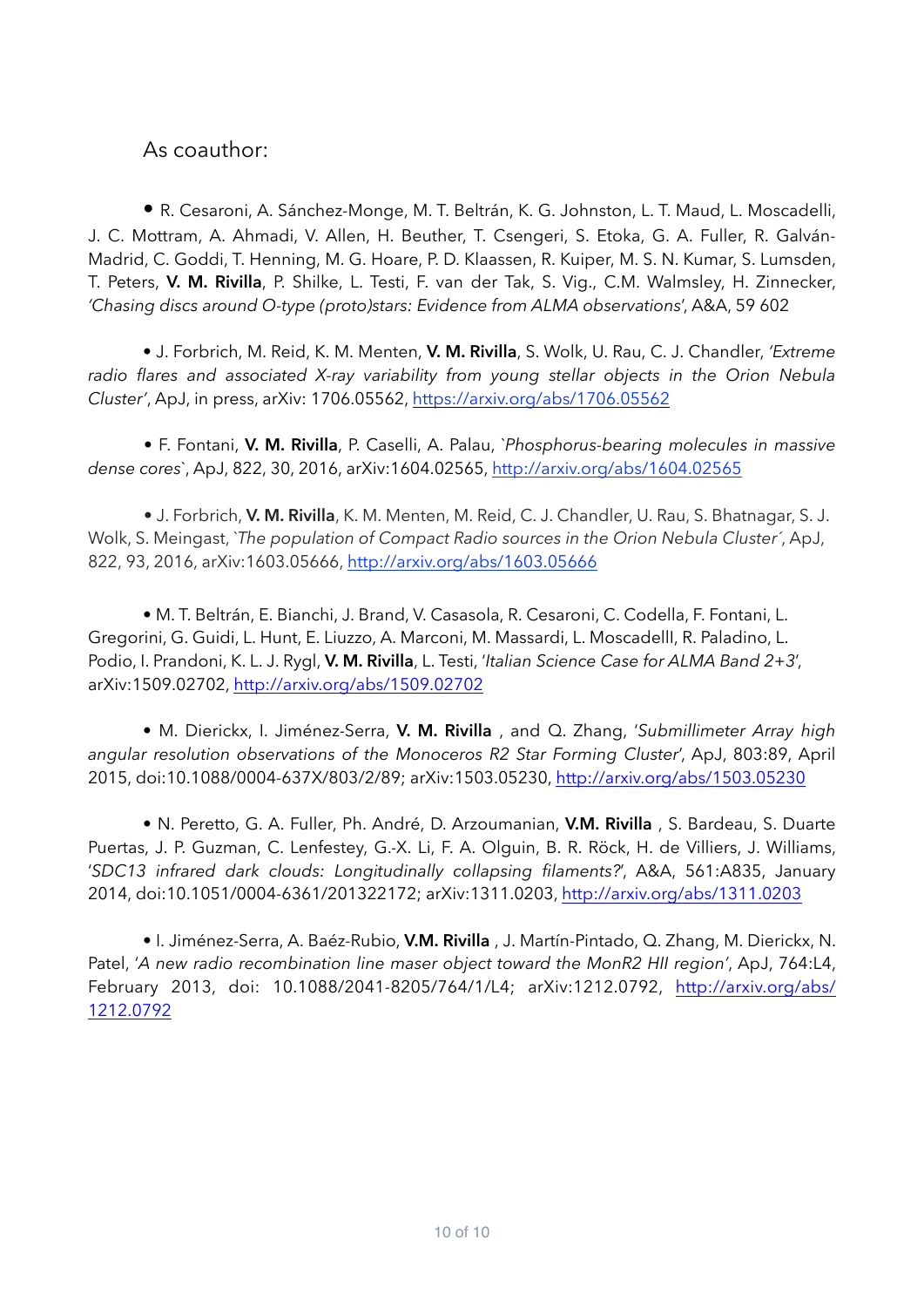As coauthor:

- R. Cesaroni, A. Sánchez-Monge, M. T. Beltrán, K. G. Johnston, L. T. Maud, L. Moscadelli, J. C. Mottram, A. Ahmadi, V. Allen, H. Beuther, T. Csengeri, S. Etoka, G. A. Fuller, R. Galván-Madrid, C. Goddi, T. Henning, M. G. Hoare, P. D. Klaassen, R. Kuiper, M. S. N. Kumar, S. Lumsden, T. Peters, **V. M. Rivilla**, P. Shilke, L. Testi, F. van der Tak, S. Vig., C.M. Walmsley, H. Zinnecker, *'Chasing discs around O-type (proto)stars: Evidence from ALMA observations'*, A&A, 59 602

- J. Forbrich, M. Reid, K. M. Menten, **V. M. Rivilla**, S. Wolk, U. Rau, C. J. Chandler, *'Extreme radio flares and associated X-ray variability from young stellar objects in the Orion Nebula Cluster'*, ApJ, in press, arXiv: 1706.05562, https://arxiv.org/abs/1706.05562

- F. Fontani, **V. M. Rivilla**, P. Caselli, A. Palau, *`Phosphorus-bearing molecules in massive dense cores`*, ApJ, 822, 30, 2016, arXiv:1604.02565, http://arxiv.org/abs/1604.02565

- J. Forbrich, **V. M. Rivilla**, K. M. Menten, M. Reid, C. J. Chandler, U. Rau, S. Bhatnagar, S. J. Wolk, S. Meingast, *`The population of Compact Radio sources in the Orion Nebula Cluster´*, ApJ, 822, 93, 2016, arXiv:1603.05666, http://arxiv.org/abs/1603.05666

- M. T. Beltrán, E. Bianchi, J. Brand, V. Casasola, R. Cesaroni, C. Codella, F. Fontani, L. Gregorini, G. Guidi, L. Hunt, E. Liuzzo, A. Marconi, M. Massardi, L. Moscadelll, R. Paladino, L. Podio, I. Prandoni, K. L. J. Rygl, **V. M. Rivilla**, L. Testi, '*Italian Science Case for ALMA Band 2+3*', arXiv:1509.02702, http://arxiv.org/abs/1509.02702

- M. Dierickx, I. Jiménez-Serra, **V. M. Rivilla** , and Q. Zhang, '*Submillimeter Array high angular resolution observations of the Monoceros R2 Star Forming Cluster*', ApJ, 803:89, April 2015, doi:10.1088/0004-637X/803/2/89; arXiv:1503.05230, http://arxiv.org/abs/1503.05230

- N. Peretto, G. A. Fuller, Ph. André, D. Arzoumanian, **V.M. Rivilla** , S. Bardeau, S. Duarte Puertas, J. P. Guzman, C. Lenfestey, G.-X. Li, F. A. Olguin, B. R. Röck, H. de Villiers, J. Williams, '*SDC13 infrared dark clouds: Longitudinally collapsing filaments?*', A&A, 561:A835, January 2014, doi:10.1051/0004-6361/201322172; arXiv:1311.0203, http://arxiv.org/abs/1311.0203

- I. Jiménez-Serra, A. Baéz-Rubio, **V.M. Rivilla** , J. Martín-Pintado, Q. Zhang, M. Dierickx, N. Patel, '*A new radio recombination line maser object toward the MonR2 HII region*', ApJ, 764:L4, February 2013, doi: 10.1088/2041-8205/764/1/L4; arXiv:1212.0792, http://arxiv.org/abs/1212.0792